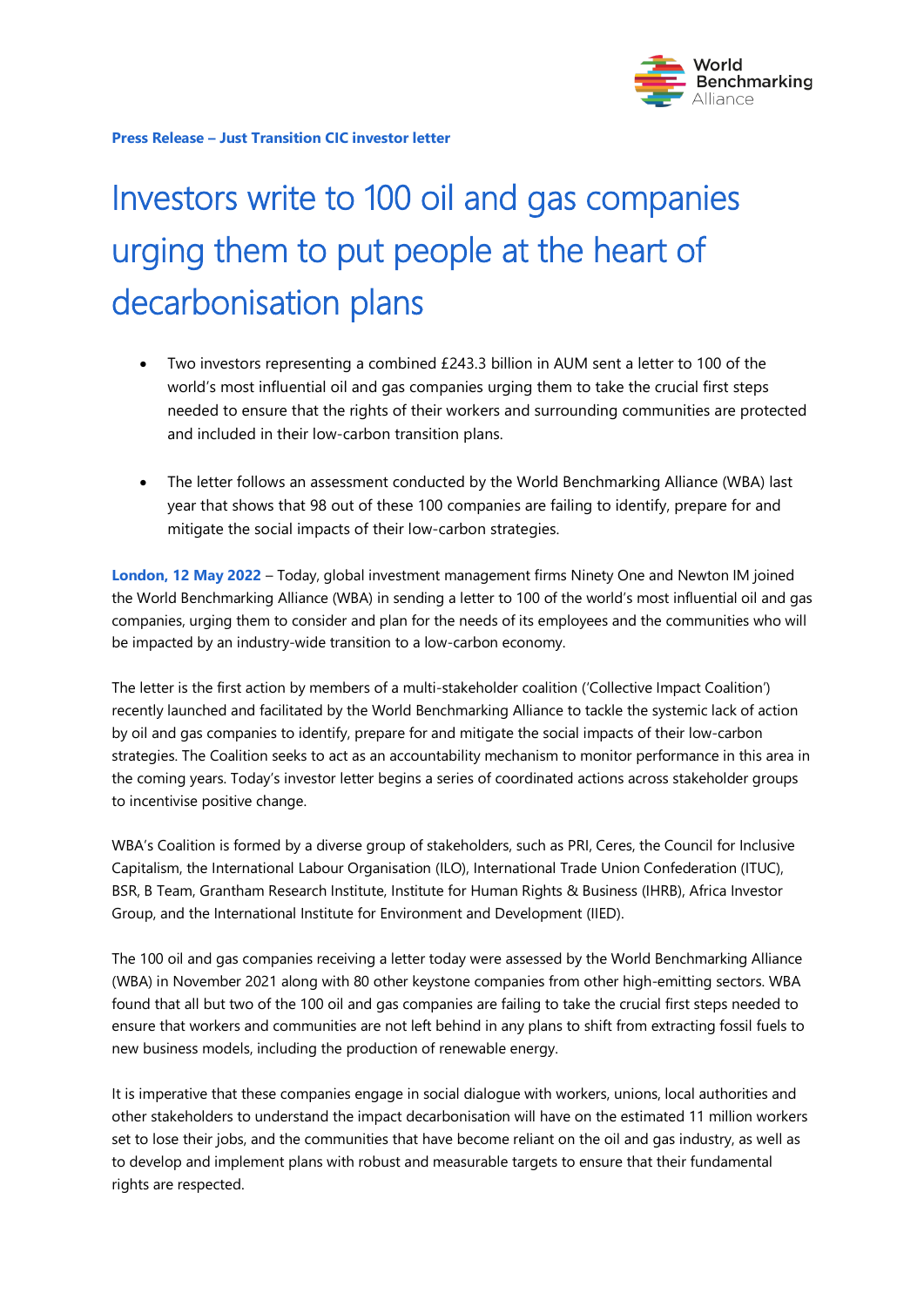**Press Release – Just Transition CIC investor letter**

# Investors write to 100 oil and gas companies urging them to put people at the heart of decarbonisation plans

- Two investors representing a combined £243.3 billion in AUM sent a letter to 100 of the world's most influential oil and gas companies urging them to take the crucial first steps needed to ensure that the rights of their workers and surrounding communities are protected and included in their low-carbon transition plans.

- The letter follows an assessment conducted by the World Benchmarking Alliance (WBA) last year that shows that 98 out of these 100 companies are failing to identify, prepare for and mitigate the social impacts of their low-carbon strategies.

**London, 12 May 2022** – Today, global investment management firms Ninety One and Newton IM joined the World Benchmarking Alliance (WBA) in sending a letter to 100 of the world's most influential oil and gas companies, urging them to consider and plan for the needs of its employees and the communities who will be impacted by an industry-wide transition to a low-carbon economy.

The letter is the first action by members of a multi-stakeholder coalition ('Collective Impact Coalition') recently launched and facilitated by the World Benchmarking Alliance to tackle the systemic lack of action by oil and gas companies to identify, prepare for and mitigate the social impacts of their low-carbon strategies. The Coalition seeks to act as an accountability mechanism to monitor performance in this area in the coming years. Today's investor letter begins a series of coordinated actions across stakeholder groups to incentivise positive change.

WBA's Coalition is formed by a diverse group of stakeholders, such as PRI, Ceres, the Council for Inclusive Capitalism, the International Labour Organisation (ILO), International Trade Union Confederation (ITUC), BSR, B Team, Grantham Research Institute, Institute for Human Rights & Business (IHRB), Africa Investor Group, and the International Institute for Environment and Development (IIED).

The 100 oil and gas companies receiving a letter today were assessed by the World Benchmarking Alliance (WBA) in November 2021 along with 80 other keystone companies from other high-emitting sectors. WBA found that all but two of the 100 oil and gas companies are failing to take the crucial first steps needed to ensure that workers and communities are not left behind in any plans to shift from extracting fossil fuels to new business models, including the production of renewable energy.

It is imperative that these companies engage in social dialogue with workers, unions, local authorities and other stakeholders to understand the impact decarbonisation will have on the estimated 11 million workers set to lose their jobs, and the communities that have become reliant on the oil and gas industry, as well as to develop and implement plans with robust and measurable targets to ensure that their fundamental rights are respected.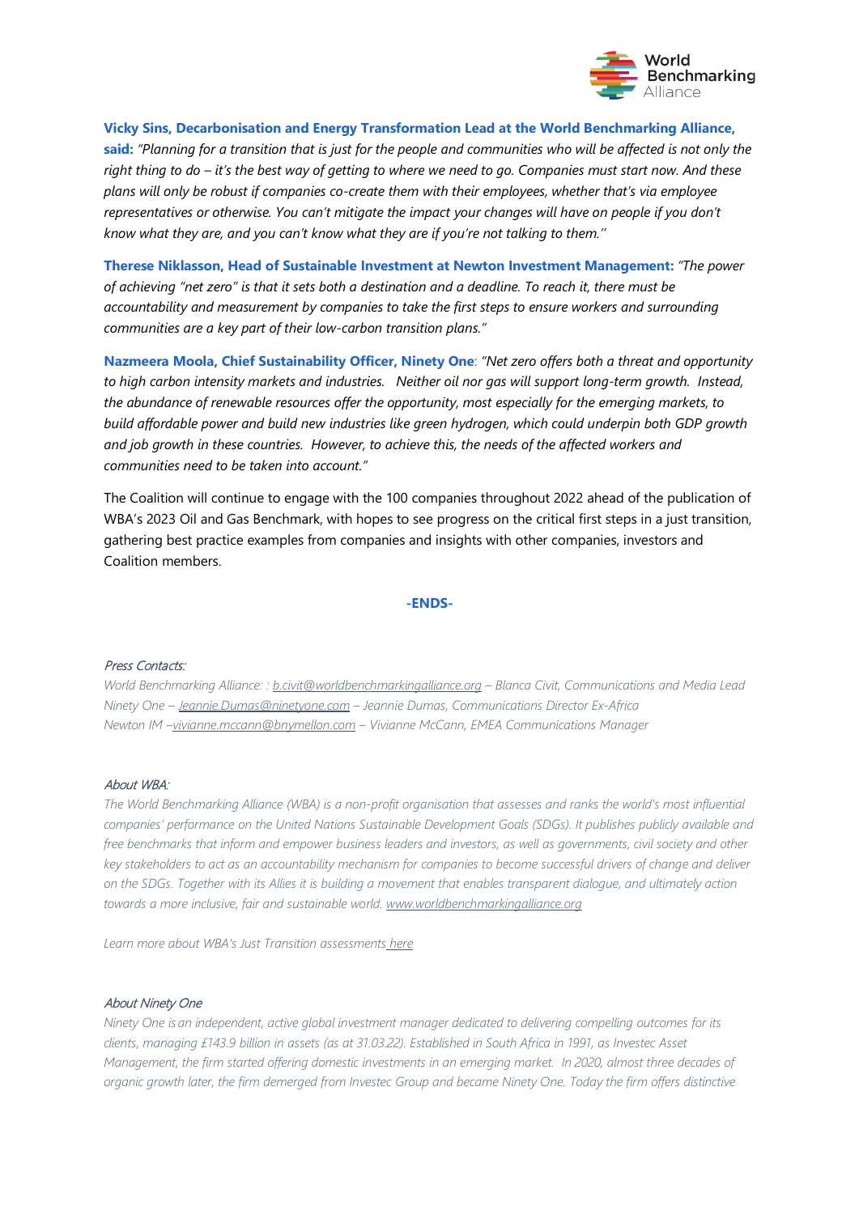**Vicky Sins, Decarbonisation and Energy Transformation Lead at the World Benchmarking Alliance, said:** *"Planning for a transition that is just for the people and communities who will be affected is not only the right thing to do – it's the best way of getting to where we need to go. Companies must start now. And these plans will only be robust if companies co-create them with their employees, whether that's via employee representatives or otherwise. You can't mitigate the impact your changes will have on people if you don't know what they are, and you can't know what they are if you're not talking to them.''*

**Therese Niklasson, Head of Sustainable Investment at Newton Investment Management:** *"The power of achieving "net zero" is that it sets both a destination and a deadline. To reach it, there must be accountability and measurement by companies to take the first steps to ensure workers and surrounding communities are a key part of their low-carbon transition plans."*

**Nazmeera Moola, Chief Sustainability Officer, Ninety One**: *"Net zero offers both a threat and opportunity to high carbon intensity markets and industries. Neither oil nor gas will support long-term growth. Instead, the abundance of renewable resources offer the opportunity, most especially for the emerging markets, to build affordable power and build new industries like green hydrogen, which could underpin both GDP growth and job growth in these countries. However, to achieve this, the needs of the affected workers and communities need to be taken into account."*

The Coalition will continue to engage with the 100 companies throughout 2022 ahead of the publication of WBA's 2023 Oil and Gas Benchmark, with hopes to see progress on the critical first steps in a just transition, gathering best practice examples from companies and insights with other companies, investors and Coalition members.

**-ENDS-**

*Press Contacts:*

*World Benchmarking Alliance: : b.civit@worldbenchmarkingalliance.org – Blanca Civit, Communications and Media Lead*
*Ninety One – Jeannie.Dumas@ninetyone.com – Jeannie Dumas, Communications Director Ex-Africa*
*Newton IM –vivianne.mccann@bnymellon.com – Vivianne McCann, EMEA Communications Manager*

*About WBA:*

*The World Benchmarking Alliance (WBA) is a non-profit organisation that assesses and ranks the world's most influential companies' performance on the United Nations Sustainable Development Goals (SDGs). It publishes publicly available and free benchmarks that inform and empower business leaders and investors, as well as governments, civil society and other key stakeholders to act as an accountability mechanism for companies to become successful drivers of change and deliver on the SDGs. Together with its Allies it is building a movement that enables transparent dialogue, and ultimately action towards a more inclusive, fair and sustainable world. www.worldbenchmarkingalliance.org*

*Learn more about WBA's Just Transition assessments here*

*About Ninety One*

*Ninety One is an independent, active global investment manager dedicated to delivering compelling outcomes for its clients, managing £143.9 billion in assets (as at 31.03.22). Established in South Africa in 1991, as Investec Asset Management, the firm started offering domestic investments in an emerging market. In 2020, almost three decades of organic growth later, the firm demerged from Investec Group and became Ninety One. Today the firm offers distinctive*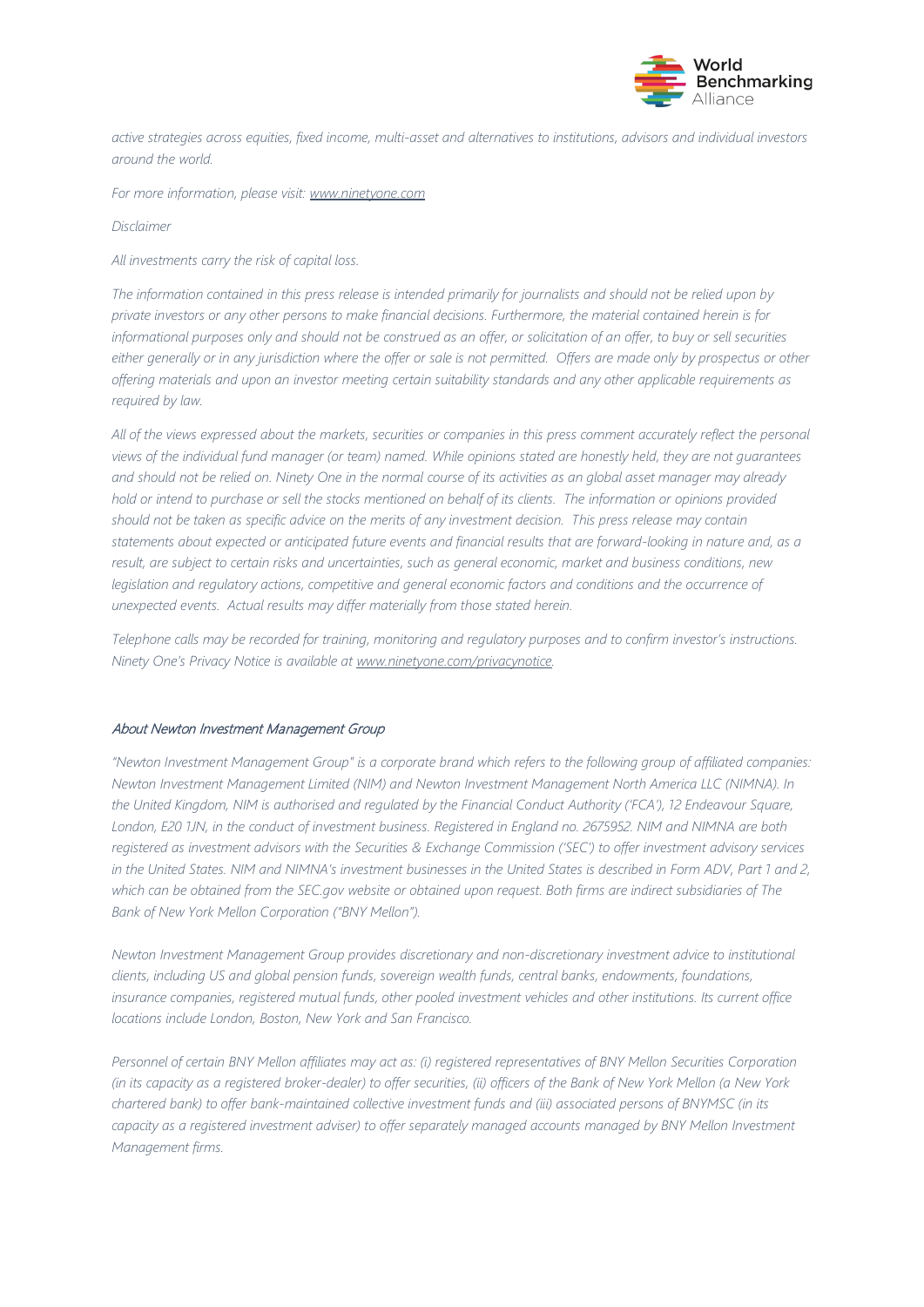*active strategies across equities, fixed income, multi-asset and alternatives to institutions, advisors and individual investors around the world.*

*For more information, please visit: [www.ninetyone.com](www.ninetyone.com)*

*Disclaimer*

*All investments carry the risk of capital loss.*

*The information contained in this press release is intended primarily for journalists and should not be relied upon by private investors or any other persons to make financial decisions. Furthermore, the material contained herein is for informational purposes only and should not be construed as an offer, or solicitation of an offer, to buy or sell securities either generally or in any jurisdiction where the offer or sale is not permitted. Offers are made only by prospectus or other offering materials and upon an investor meeting certain suitability standards and any other applicable requirements as required by law.*

*All of the views expressed about the markets, securities or companies in this press comment accurately reflect the personal views of the individual fund manager (or team) named. While opinions stated are honestly held, they are not guarantees and should not be relied on. Ninety One in the normal course of its activities as an global asset manager may already hold or intend to purchase or sell the stocks mentioned on behalf of its clients. The information or opinions provided should not be taken as specific advice on the merits of any investment decision. This press release may contain statements about expected or anticipated future events and financial results that are forward-looking in nature and, as a result, are subject to certain risks and uncertainties, such as general economic, market and business conditions, new legislation and regulatory actions, competitive and general economic factors and conditions and the occurrence of unexpected events. Actual results may differ materially from those stated herein.*

*Telephone calls may be recorded for training, monitoring and regulatory purposes and to confirm investor's instructions. Ninety One's Privacy Notice is available at [www.ninetyone.com/privacynotice](www.ninetyone.com/privacynotice).*

### About Newton Investment Management Group

*"Newton Investment Management Group" is a corporate brand which refers to the following group of affiliated companies: Newton Investment Management Limited (NIM) and Newton Investment Management North America LLC (NIMNA). In the United Kingdom, NIM is authorised and regulated by the Financial Conduct Authority ('FCA'), 12 Endeavour Square, London, E20 1JN, in the conduct of investment business. Registered in England no. 2675952. NIM and NIMNA are both registered as investment advisors with the Securities & Exchange Commission ('SEC') to offer investment advisory services in the United States. NIM and NIMNA's investment businesses in the United States is described in Form ADV, Part 1 and 2, which can be obtained from the SEC.gov website or obtained upon request. Both firms are indirect subsidiaries of The Bank of New York Mellon Corporation ("BNY Mellon").*

*Newton Investment Management Group provides discretionary and non-discretionary investment advice to institutional clients, including US and global pension funds, sovereign wealth funds, central banks, endowments, foundations, insurance companies, registered mutual funds, other pooled investment vehicles and other institutions. Its current office locations include London, Boston, New York and San Francisco.*

*Personnel of certain BNY Mellon affiliates may act as: (i) registered representatives of BNY Mellon Securities Corporation (in its capacity as a registered broker-dealer) to offer securities, (ii) officers of the Bank of New York Mellon (a New York chartered bank) to offer bank-maintained collective investment funds and (iii) associated persons of BNYMSC (in its capacity as a registered investment adviser) to offer separately managed accounts managed by BNY Mellon Investment Management firms.*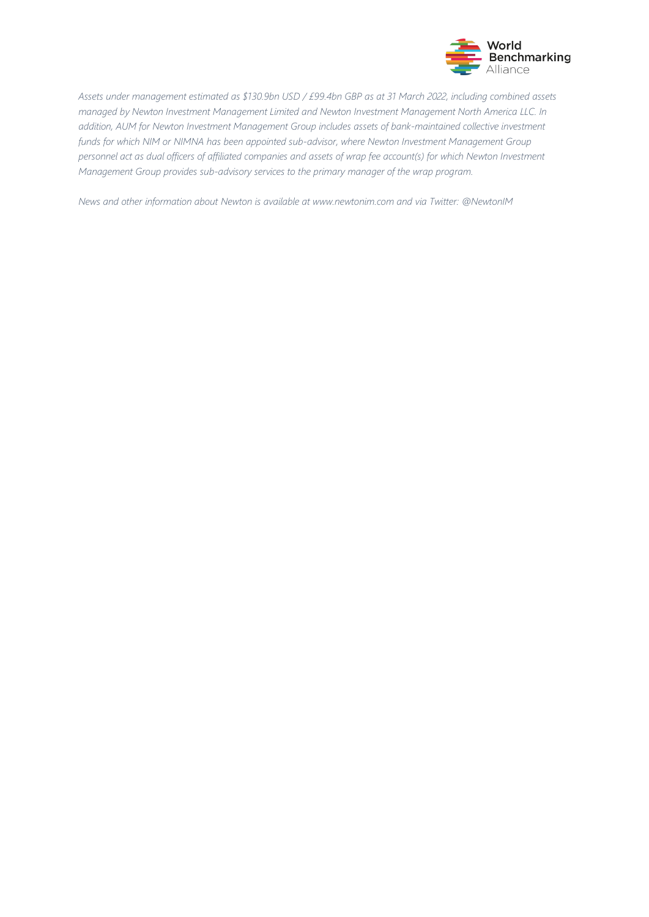*Assets under management estimated as $130.9bn USD / £99.4bn GBP as at 31 March 2022, including combined assets managed by Newton Investment Management Limited and Newton Investment Management North America LLC. In addition, AUM for Newton Investment Management Group includes assets of bank-maintained collective investment funds for which NIM or NIMNA has been appointed sub-advisor, where Newton Investment Management Group personnel act as dual officers of affiliated companies and assets of wrap fee account(s) for which Newton Investment Management Group provides sub-advisory services to the primary manager of the wrap program.*

*News and other information about Newton is available at www.newtonim.com and via Twitter: @NewtonIM*